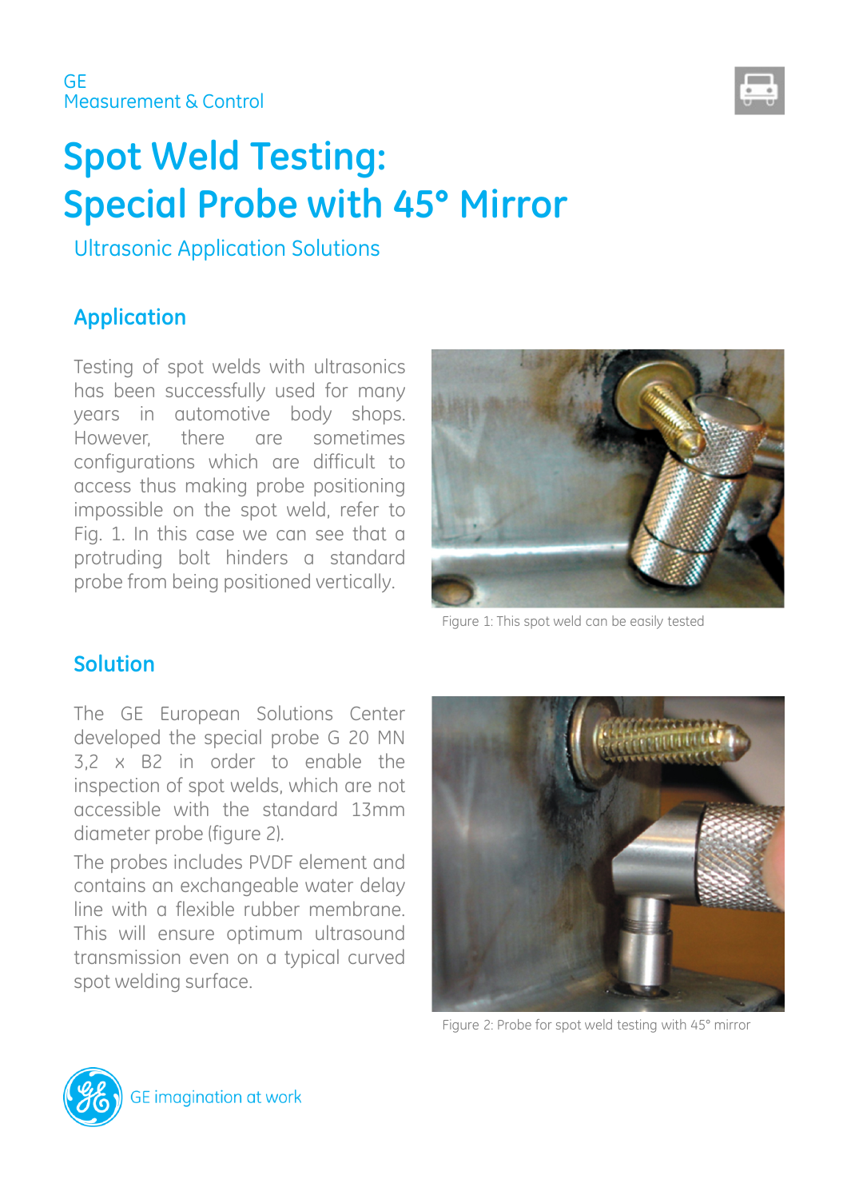GE
Measurement & Control

# Spot Weld Testing: Special Probe with 45° Mirror

Ultrasonic Application Solutions

## Application

Testing of spot welds with ultrasonics has been successfully used for many years in automotive body shops. However, there are sometimes configurations which are difficult to access thus making probe positioning impossible on the spot weld, refer to Fig. 1. In this case we can see that a protruding bolt hinders a standard probe from being positioned vertically.

Figure 1: This spot weld can be easily tested

## Solution

The GE European Solutions Center developed the special probe G 20 MN 3,2 x B2 in order to enable the inspection of spot welds, which are not accessible with the standard 13mm diameter probe (figure 2).

The probes includes PVDF element and contains an exchangeable water delay line with a flexible rubber membrane. This will ensure optimum ultrasound transmission even on a typical curved spot welding surface.

Figure 2: Probe for spot weld testing with 45° mirror

GE imagination at work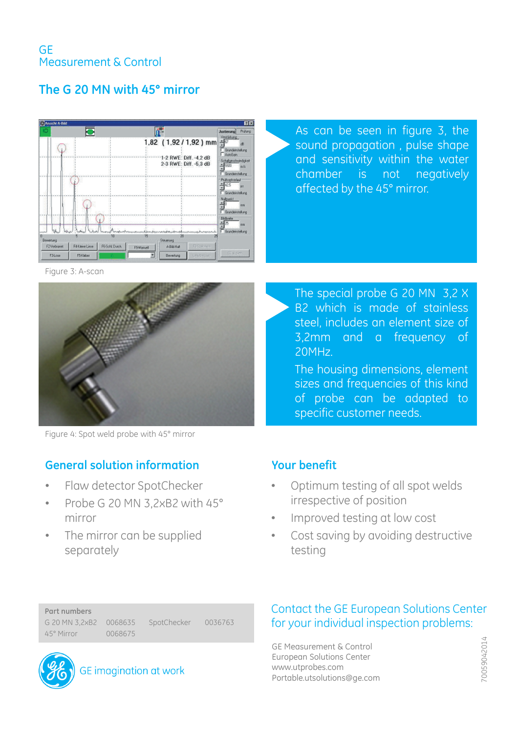GE
Measurement & Control

## The G 20 MN with 45° mirror

Figure 3: A-scan

As can be seen in figure 3, the sound propagation , pulse shape and sensitivity within the water chamber is not negatively affected by the 45° mirror.

Figure 4: Spot weld probe with 45° mirror

The special probe G 20 MN 3,2 X B2 which is made of stainless steel, includes an element size of 3,2mm and a frequency of 20MHz.

The housing dimensions, element sizes and frequencies of this kind of probe can be adapted to specific customer needs.

### General solution information

- Flaw detector SpotChecker
- Probe G 20 MN 3,2xB2 with 45° mirror
- The mirror can be supplied separately

### Your benefit

- Optimum testing of all spot welds irrespective of position
- Improved testing at low cost
- Cost saving by avoiding destructive testing

**Part numbers**

| | | | |
|---|---|---|---|
| G 20 MN 3,2xB2 | 0068635 | SpotChecker | 0036763 |
| 45° Mirror | 0068675 | | |

GE imagination at work

Contact the GE European Solutions Center for your individual inspection problems:

GE Measurement & Control
European Solutions Center
www.utprobes.com
Portable.utsolutions@ge.com

70059042014